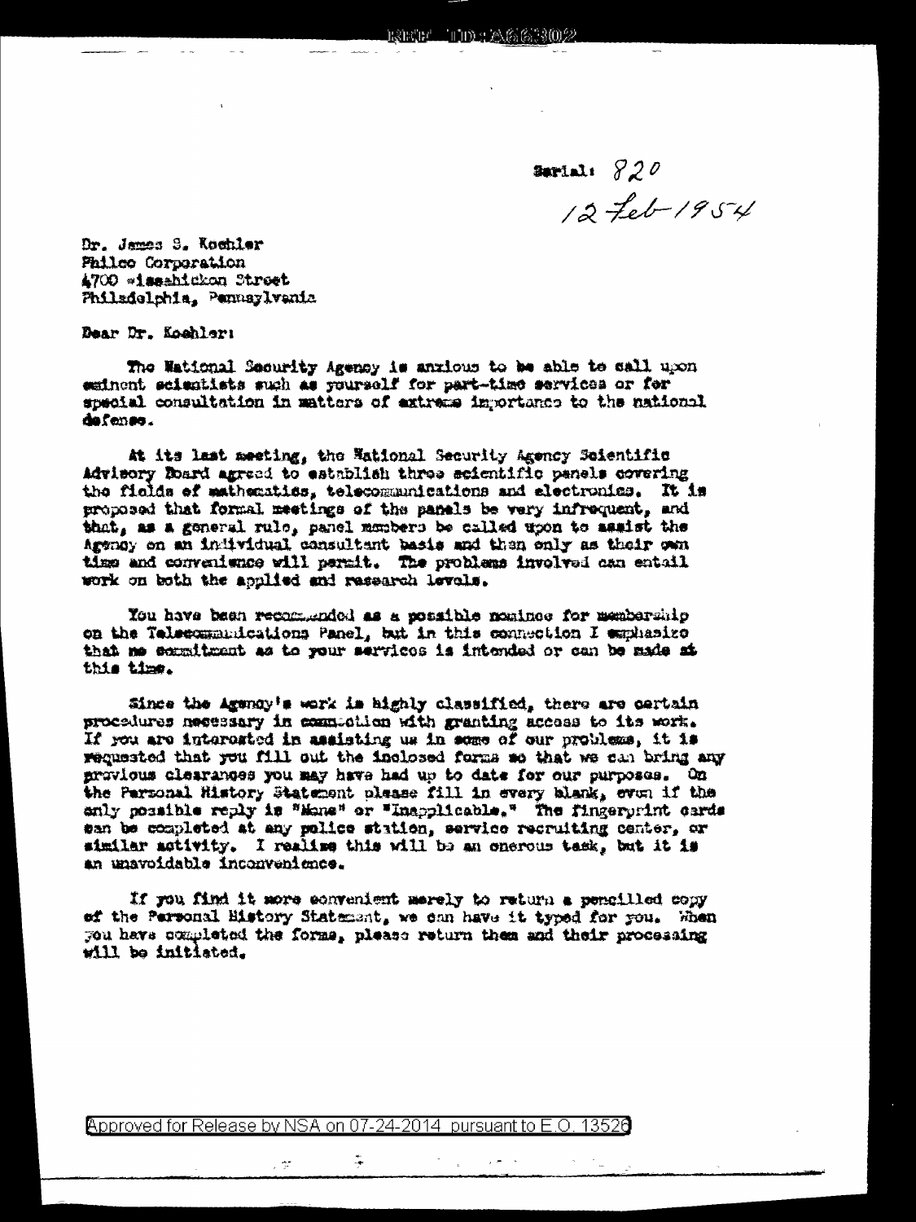REF ID:A66302

Serial: 820
12 Feb 1954

Dr. James S. Koehler
Philco Corporation
4700 Wissahickon Street
Philadelphia, Pennsylvania

Dear Dr. Koehler:

The National Security Agency is anxious to be able to call upon eminent scientists such as yourself for part-time services or for special consultation in matters of extreme importance to the national defense.

At its last meeting, the National Security Agency Scientific Advisory Board agreed to establish three scientific panels covering the fields of mathematics, telecommunications and electronics. It is proposed that formal meetings of the panels be very infrequent, and that, as a general rule, panel members be called upon to assist the Agency on an individual consultant basis and then only as their own time and convenience will permit. The problems involved can entail work on both the applied and research levels.

You have been recommended as a possible nominee for membership on the Telecommunications Panel, but in this connection I emphasize that no commitment as to your services is intended or can be made at this time.

Since the Agency's work is highly classified, there are certain procedures necessary in connection with granting access to its work. If you are interested in assisting us in some of our problems, it is requested that you fill out the inclosed forms so that we can bring any previous clearances you may have had up to date for our purposes. On the Personal History Statement please fill in every blank, even if the only possible reply is "None" or "Inapplicable." The fingerprint cards can be completed at any police station, service recruiting center, or similar activity. I realize this will be an onerous task, but it is an unavoidable inconvenience.

If you find it more convenient merely to return a pencilled copy of the Personal History Statement, we can have it typed for you. When you have completed the forms, please return them and their processing will be initiated.

Approved for Release by NSA on 07-24-2014 pursuant to E.O. 13526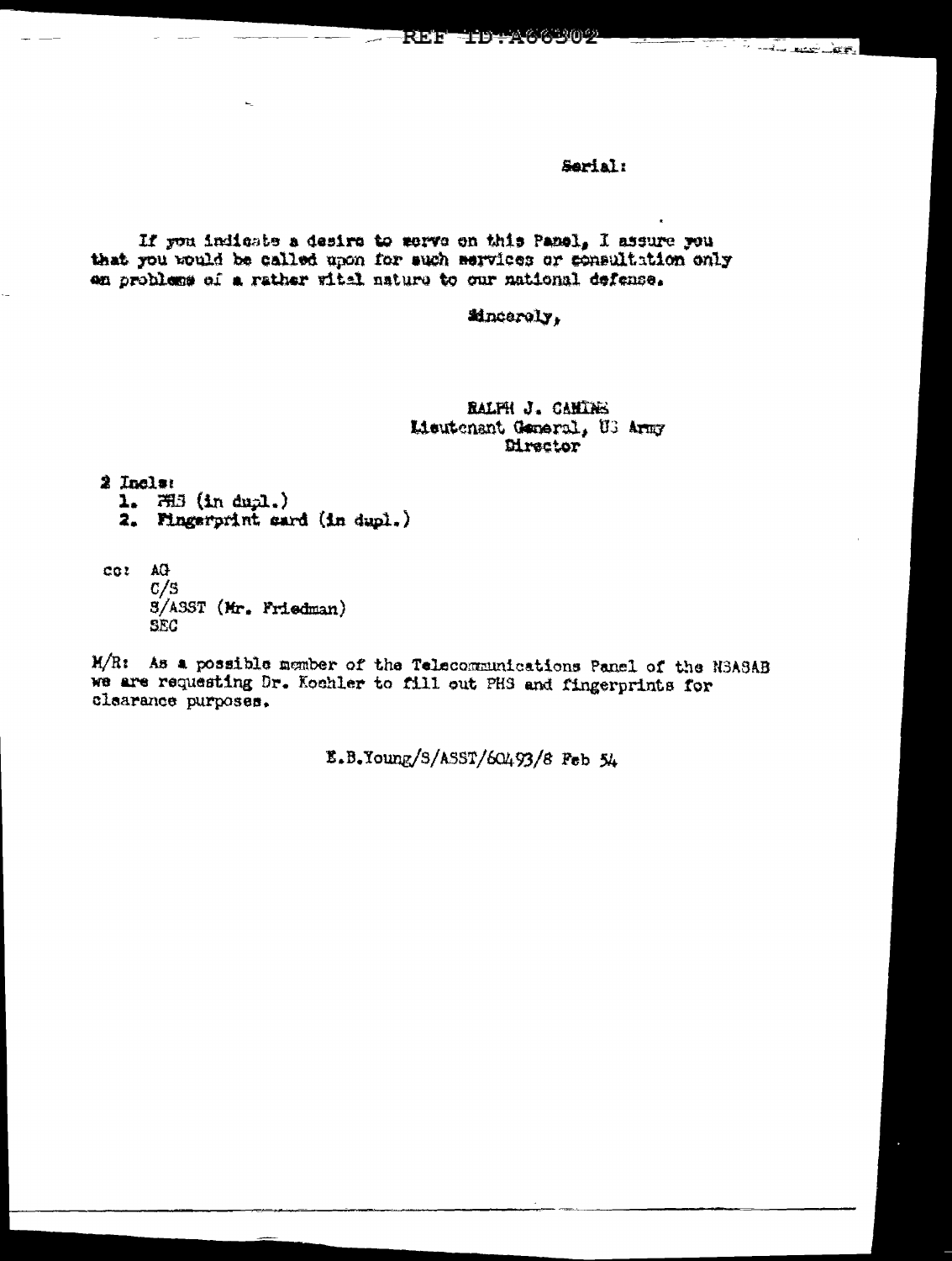Serial:

If you indicate a desire to serve on this Panel, I assure you that you would be called upon for such services or consultation only on problems of a rather vital nature to our national defense.

Sincerely,

RALPH J. CANINE
Lieutenant General, US Army
Director

2 Incls:
1. PHS (in dupl.)
2. Fingerprint card (in dupl.)

cc: AG
C/S
S/ASST (Mr. Friedman)
SEC

M/R: As a possible member of the Telecommunications Panel of the NSASAB we are requesting Dr. Koehler to fill out PHS and fingerprints for clearance purposes.

E.B.Young/S/ASST/60493/8 Feb 54